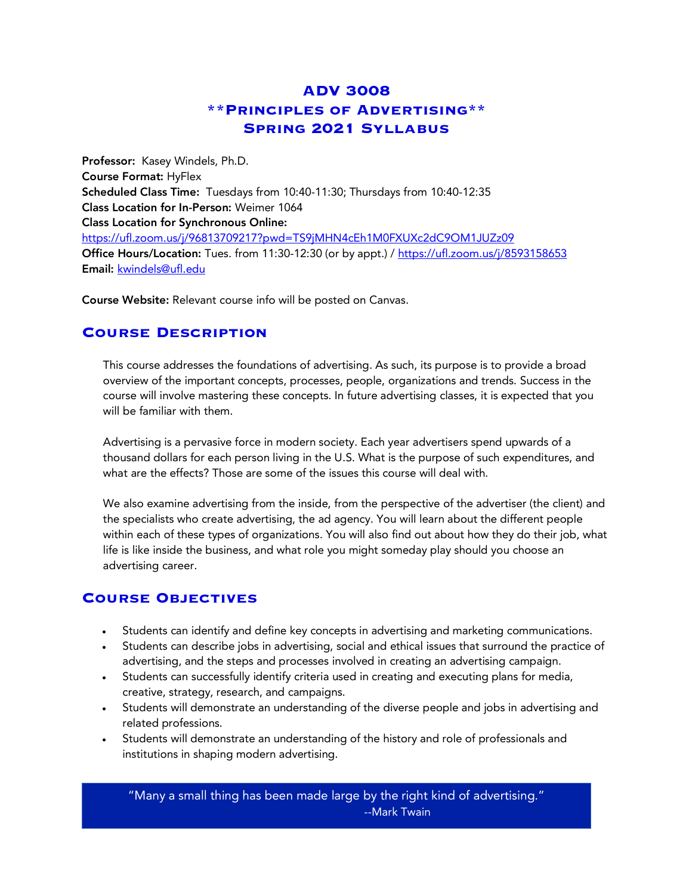# ADV 3008

# **Principles of Advertising**

# Spring 2021 Syllabus

**Professor:** Kasey Windels, Ph.D.
**Course Format:** HyFlex
**Scheduled Class Time:** Tuesdays from 10:40-11:30; Thursdays from 10:40-12:35
**Class Location for In-Person:** Weimer 1064
**Class Location for Synchronous Online:**
https://ufl.zoom.us/j/96813709217?pwd=TS9jMHN4cEh1M0FXUXc2dC9OM1JUZz09
**Office Hours/Location:** Tues. from 11:30-12:30 (or by appt.) / https://ufl.zoom.us/j/8593158653
**Email:** kwindels@ufl.edu

**Course Website:** Relevant course info will be posted on Canvas.

## Course Description

This course addresses the foundations of advertising. As such, its purpose is to provide a broad overview of the important concepts, processes, people, organizations and trends. Success in the course will involve mastering these concepts. In future advertising classes, it is expected that you will be familiar with them.

Advertising is a pervasive force in modern society. Each year advertisers spend upwards of a thousand dollars for each person living in the U.S. What is the purpose of such expenditures, and what are the effects? Those are some of the issues this course will deal with.

We also examine advertising from the inside, from the perspective of the advertiser (the client) and the specialists who create advertising, the ad agency. You will learn about the different people within each of these types of organizations. You will also find out about how they do their job, what life is like inside the business, and what role you might someday play should you choose an advertising career.

## Course Objectives

- Students can identify and define key concepts in advertising and marketing communications.
- Students can describe jobs in advertising, social and ethical issues that surround the practice of advertising, and the steps and processes involved in creating an advertising campaign.
- Students can successfully identify criteria used in creating and executing plans for media, creative, strategy, research, and campaigns.
- Students will demonstrate an understanding of the diverse people and jobs in advertising and related professions.
- Students will demonstrate an understanding of the history and role of professionals and institutions in shaping modern advertising.

> "Many a small thing has been made large by the right kind of advertising."
> --Mark Twain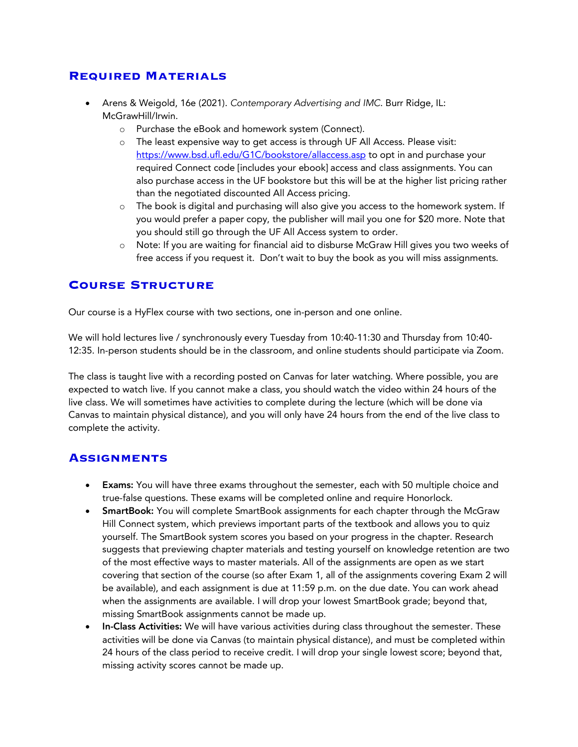## Required Materials

- Arens & Weigold, 16e (2021). *Contemporary Advertising and IMC*. Burr Ridge, IL: McGrawHill/Irwin.
  - Purchase the eBook and homework system (Connect).
  - The least expensive way to get access is through UF All Access. Please visit: https://www.bsd.ufl.edu/G1C/bookstore/allaccess.asp to opt in and purchase your required Connect code [includes your ebook] access and class assignments. You can also purchase access in the UF bookstore but this will be at the higher list pricing rather than the negotiated discounted All Access pricing.
  - The book is digital and purchasing will also give you access to the homework system. If you would prefer a paper copy, the publisher will mail you one for $20 more. Note that you should still go through the UF All Access system to order.
  - Note: If you are waiting for financial aid to disburse McGraw Hill gives you two weeks of free access if you request it. Don't wait to buy the book as you will miss assignments.

## Course Structure

Our course is a HyFlex course with two sections, one in-person and one online.

We will hold lectures live / synchronously every Tuesday from 10:40-11:30 and Thursday from 10:40-12:35. In-person students should be in the classroom, and online students should participate via Zoom.

The class is taught live with a recording posted on Canvas for later watching. Where possible, you are expected to watch live. If you cannot make a class, you should watch the video within 24 hours of the live class. We will sometimes have activities to complete during the lecture (which will be done via Canvas to maintain physical distance), and you will only have 24 hours from the end of the live class to complete the activity.

## Assignments

- **Exams:** You will have three exams throughout the semester, each with 50 multiple choice and true-false questions. These exams will be completed online and require Honorlock.
- **SmartBook:** You will complete SmartBook assignments for each chapter through the McGraw Hill Connect system, which previews important parts of the textbook and allows you to quiz yourself. The SmartBook system scores you based on your progress in the chapter. Research suggests that previewing chapter materials and testing yourself on knowledge retention are two of the most effective ways to master materials. All of the assignments are open as we start covering that section of the course (so after Exam 1, all of the assignments covering Exam 2 will be available), and each assignment is due at 11:59 p.m. on the due date. You can work ahead when the assignments are available. I will drop your lowest SmartBook grade; beyond that, missing SmartBook assignments cannot be made up.
- **In-Class Activities:** We will have various activities during class throughout the semester. These activities will be done via Canvas (to maintain physical distance), and must be completed within 24 hours of the class period to receive credit. I will drop your single lowest score; beyond that, missing activity scores cannot be made up.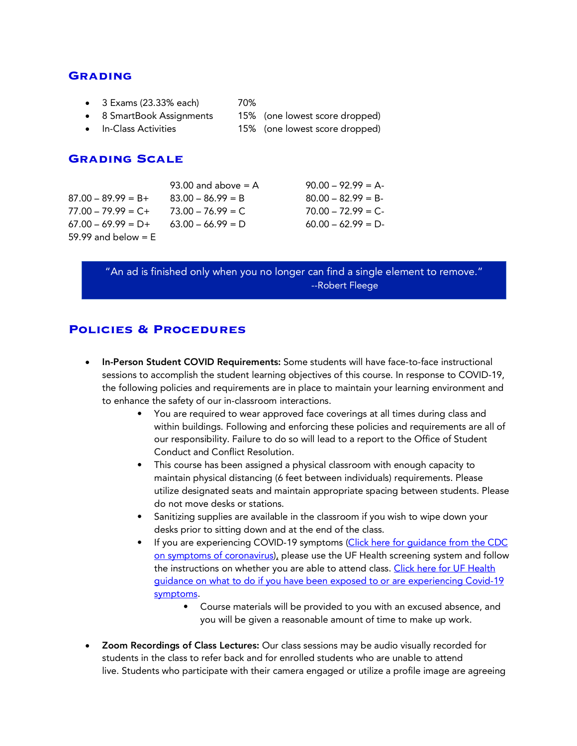## Grading

- 3 Exams (23.33% each) 70%
- 8 SmartBook Assignments 15% (one lowest score dropped)
- In-Class Activities 15% (one lowest score dropped)

## Grading Scale

| | | |
|---|---|---|
| | 93.00 and above = A | 90.00 – 92.99 = A- |
| 87.00 – 89.99 = B+ | 83.00 – 86.99 = B | 80.00 – 82.99 = B- |
| 77.00 – 79.99 = C+ | 73.00 – 76.99 = C | 70.00 – 72.99 = C- |
| 67.00 – 69.99 = D+ | 63.00 – 66.99 = D | 60.00 – 62.99 = D- |
| 59.99 and below = E | | |

> "An ad is finished only when you no longer can find a single element to remove."
> --Robert Fleege

## Policies & Procedures

- **In-Person Student COVID Requirements:** Some students will have face-to-face instructional sessions to accomplish the student learning objectives of this course. In response to COVID-19, the following policies and requirements are in place to maintain your learning environment and to enhance the safety of our in-classroom interactions.
  - You are required to wear approved face coverings at all times during class and within buildings. Following and enforcing these policies and requirements are all of our responsibility. Failure to do so will lead to a report to the Office of Student Conduct and Conflict Resolution.
  - This course has been assigned a physical classroom with enough capacity to maintain physical distancing (6 feet between individuals) requirements. Please utilize designated seats and maintain appropriate spacing between students. Please do not move desks or stations.
  - Sanitizing supplies are available in the classroom if you wish to wipe down your desks prior to sitting down and at the end of the class.
  - If you are experiencing COVID-19 symptoms (Click here for guidance from the CDC on symptoms of coronavirus), please use the UF Health screening system and follow the instructions on whether you are able to attend class. Click here for UF Health guidance on what to do if you have been exposed to or are experiencing Covid-19 symptoms.
    - Course materials will be provided to you with an excused absence, and you will be given a reasonable amount of time to make up work.

- **Zoom Recordings of Class Lectures:** Our class sessions may be audio visually recorded for students in the class to refer back and for enrolled students who are unable to attend live. Students who participate with their camera engaged or utilize a profile image are agreeing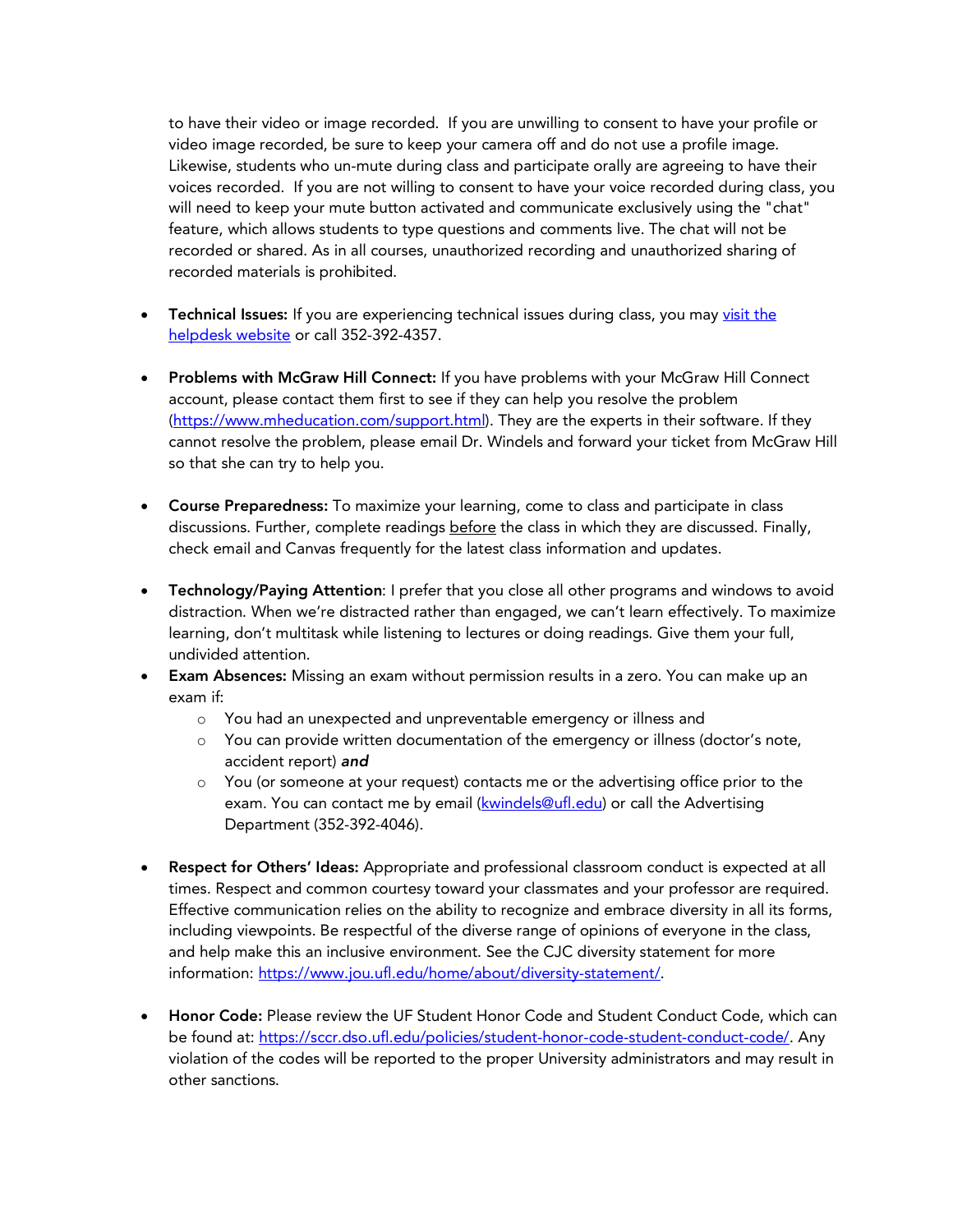to have their video or image recorded. If you are unwilling to consent to have your profile or video image recorded, be sure to keep your camera off and do not use a profile image. Likewise, students who un-mute during class and participate orally are agreeing to have their voices recorded. If you are not willing to consent to have your voice recorded during class, you will need to keep your mute button activated and communicate exclusively using the "chat" feature, which allows students to type questions and comments live. The chat will not be recorded or shared. As in all courses, unauthorized recording and unauthorized sharing of recorded materials is prohibited.

- **Technical Issues:** If you are experiencing technical issues during class, you may visit the helpdesk website or call 352-392-4357.

- **Problems with McGraw Hill Connect:** If you have problems with your McGraw Hill Connect account, please contact them first to see if they can help you resolve the problem (https://www.mheducation.com/support.html). They are the experts in their software. If they cannot resolve the problem, please email Dr. Windels and forward your ticket from McGraw Hill so that she can try to help you.

- **Course Preparedness:** To maximize your learning, come to class and participate in class discussions. Further, complete readings before the class in which they are discussed. Finally, check email and Canvas frequently for the latest class information and updates.

- **Technology/Paying Attention**: I prefer that you close all other programs and windows to avoid distraction. When we're distracted rather than engaged, we can't learn effectively. To maximize learning, don't multitask while listening to lectures or doing readings. Give them your full, undivided attention.
- **Exam Absences:** Missing an exam without permission results in a zero. You can make up an exam if:
  - You had an unexpected and unpreventable emergency or illness and
  - You can provide written documentation of the emergency or illness (doctor's note, accident report) ***and***
  - You (or someone at your request) contacts me or the advertising office prior to the exam. You can contact me by email (kwindels@ufl.edu) or call the Advertising Department (352-392-4046).

- **Respect for Others' Ideas:** Appropriate and professional classroom conduct is expected at all times. Respect and common courtesy toward your classmates and your professor are required. Effective communication relies on the ability to recognize and embrace diversity in all its forms, including viewpoints. Be respectful of the diverse range of opinions of everyone in the class, and help make this an inclusive environment. See the CJC diversity statement for more information: https://www.jou.ufl.edu/home/about/diversity-statement/.

- **Honor Code:** Please review the UF Student Honor Code and Student Conduct Code, which can be found at: https://sccr.dso.ufl.edu/policies/student-honor-code-student-conduct-code/. Any violation of the codes will be reported to the proper University administrators and may result in other sanctions.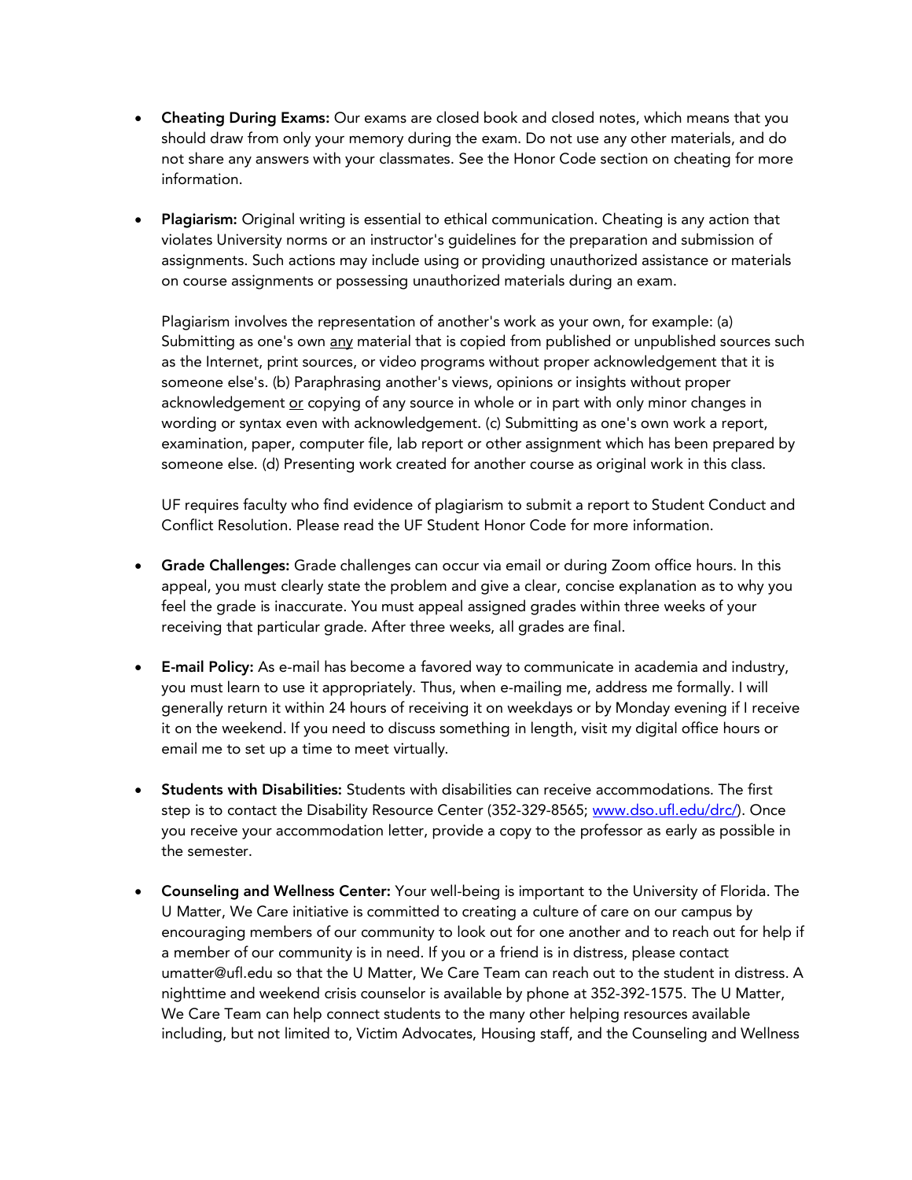- **Cheating During Exams:** Our exams are closed book and closed notes, which means that you should draw from only your memory during the exam. Do not use any other materials, and do not share any answers with your classmates. See the Honor Code section on cheating for more information.

- **Plagiarism:** Original writing is essential to ethical communication. Cheating is any action that violates University norms or an instructor's guidelines for the preparation and submission of assignments. Such actions may include using or providing unauthorized assistance or materials on course assignments or possessing unauthorized materials during an exam.

  Plagiarism involves the representation of another's work as your own, for example: (a) Submitting as one's own <u>any</u> material that is copied from published or unpublished sources such as the Internet, print sources, or video programs without proper acknowledgement that it is someone else's. (b) Paraphrasing another's views, opinions or insights without proper acknowledgement <u>or</u> copying of any source in whole or in part with only minor changes in wording or syntax even with acknowledgement. (c) Submitting as one's own work a report, examination, paper, computer file, lab report or other assignment which has been prepared by someone else. (d) Presenting work created for another course as original work in this class.

  UF requires faculty who find evidence of plagiarism to submit a report to Student Conduct and Conflict Resolution. Please read the UF Student Honor Code for more information.

- **Grade Challenges:** Grade challenges can occur via email or during Zoom office hours. In this appeal, you must clearly state the problem and give a clear, concise explanation as to why you feel the grade is inaccurate. You must appeal assigned grades within three weeks of your receiving that particular grade. After three weeks, all grades are final.

- **E-mail Policy:** As e-mail has become a favored way to communicate in academia and industry, you must learn to use it appropriately. Thus, when e-mailing me, address me formally. I will generally return it within 24 hours of receiving it on weekdays or by Monday evening if I receive it on the weekend. If you need to discuss something in length, visit my digital office hours or email me to set up a time to meet virtually.

- **Students with Disabilities:** Students with disabilities can receive accommodations. The first step is to contact the Disability Resource Center (352-329-8565; [www.dso.ufl.edu/drc/](www.dso.ufl.edu/drc/)). Once you receive your accommodation letter, provide a copy to the professor as early as possible in the semester.

- **Counseling and Wellness Center:** Your well-being is important to the University of Florida. The U Matter, We Care initiative is committed to creating a culture of care on our campus by encouraging members of our community to look out for one another and to reach out for help if a member of our community is in need. If you or a friend is in distress, please contact umatter@ufl.edu so that the U Matter, We Care Team can reach out to the student in distress. A nighttime and weekend crisis counselor is available by phone at 352-392-1575. The U Matter, We Care Team can help connect students to the many other helping resources available including, but not limited to, Victim Advocates, Housing staff, and the Counseling and Wellness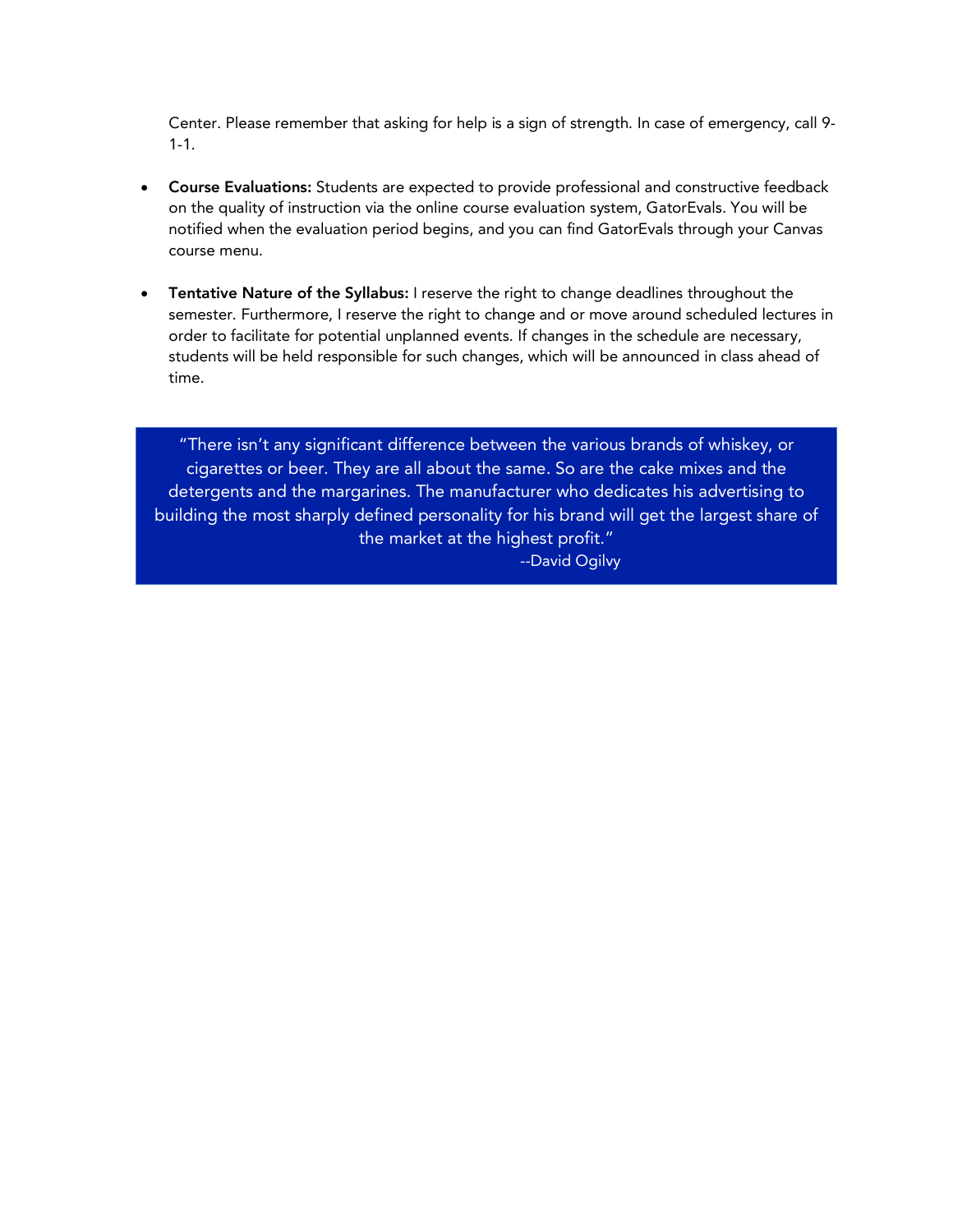Center. Please remember that asking for help is a sign of strength. In case of emergency, call 9-1-1.

- **Course Evaluations:** Students are expected to provide professional and constructive feedback on the quality of instruction via the online course evaluation system, GatorEvals. You will be notified when the evaluation period begins, and you can find GatorEvals through your Canvas course menu.

- **Tentative Nature of the Syllabus:** I reserve the right to change deadlines throughout the semester. Furthermore, I reserve the right to change and or move around scheduled lectures in order to facilitate for potential unplanned events. If changes in the schedule are necessary, students will be held responsible for such changes, which will be announced in class ahead of time.

> "There isn't any significant difference between the various brands of whiskey, or cigarettes or beer. They are all about the same. So are the cake mixes and the detergents and the margarines. The manufacturer who dedicates his advertising to building the most sharply defined personality for his brand will get the largest share of the market at the highest profit."
>
> --David Ogilvy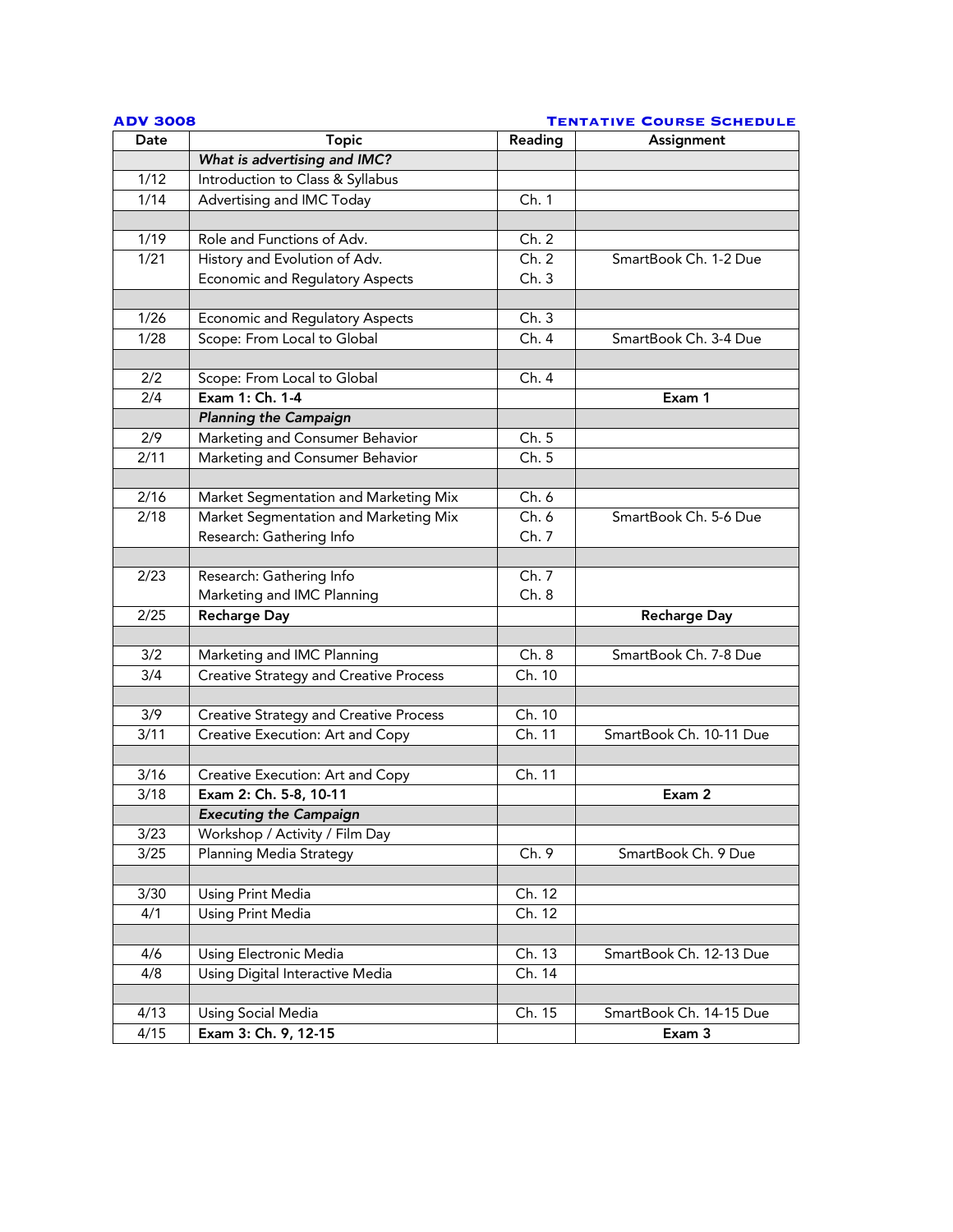**ADV 3008** **TENTATIVE COURSE SCHEDULE**

| Date | Topic | Reading | Assignment |
|---|---|---|---|
| | ***What is advertising and IMC?*** | | |
| 1/12 | Introduction to Class & Syllabus | | |
| 1/14 | Advertising and IMC Today | Ch. 1 | |
| | | | |
| 1/19 | Role and Functions of Adv. | Ch. 2 | |
| 1/21 | History and Evolution of Adv.<br>Economic and Regulatory Aspects | Ch. 2<br>Ch. 3 | SmartBook Ch. 1-2 Due |
| | | | |
| 1/26 | Economic and Regulatory Aspects | Ch. 3 | |
| 1/28 | Scope: From Local to Global | Ch. 4 | SmartBook Ch. 3-4 Due |
| | | | |
| 2/2 | Scope: From Local to Global | Ch. 4 | |
| 2/4 | **Exam 1: Ch. 1-4** | | **Exam 1** |
| | ***Planning the Campaign*** | | |
| 2/9 | Marketing and Consumer Behavior | Ch. 5 | |
| 2/11 | Marketing and Consumer Behavior | Ch. 5 | |
| | | | |
| 2/16 | Market Segmentation and Marketing Mix | Ch. 6 | |
| 2/18 | Market Segmentation and Marketing Mix<br>Research: Gathering Info | Ch. 6<br>Ch. 7 | SmartBook Ch. 5-6 Due |
| | | | |
| 2/23 | Research: Gathering Info<br>Marketing and IMC Planning | Ch. 7<br>Ch. 8 | |
| 2/25 | **Recharge Day** | | **Recharge Day** |
| | | | |
| 3/2 | Marketing and IMC Planning | Ch. 8 | SmartBook Ch. 7-8 Due |
| 3/4 | Creative Strategy and Creative Process | Ch. 10 | |
| | | | |
| 3/9 | Creative Strategy and Creative Process | Ch. 10 | |
| 3/11 | Creative Execution: Art and Copy | Ch. 11 | SmartBook Ch. 10-11 Due |
| | | | |
| 3/16 | Creative Execution: Art and Copy | Ch. 11 | |
| 3/18 | **Exam 2: Ch. 5-8, 10-11** | | **Exam 2** |
| | ***Executing the Campaign*** | | |
| 3/23 | Workshop / Activity / Film Day | | |
| 3/25 | Planning Media Strategy | Ch. 9 | SmartBook Ch. 9 Due |
| | | | |
| 3/30 | Using Print Media | Ch. 12 | |
| 4/1 | Using Print Media | Ch. 12 | |
| | | | |
| 4/6 | Using Electronic Media | Ch. 13 | SmartBook Ch. 12-13 Due |
| 4/8 | Using Digital Interactive Media | Ch. 14 | |
| | | | |
| 4/13 | Using Social Media | Ch. 15 | SmartBook Ch. 14-15 Due |
| 4/15 | **Exam 3: Ch. 9, 12-15** | | **Exam 3** |